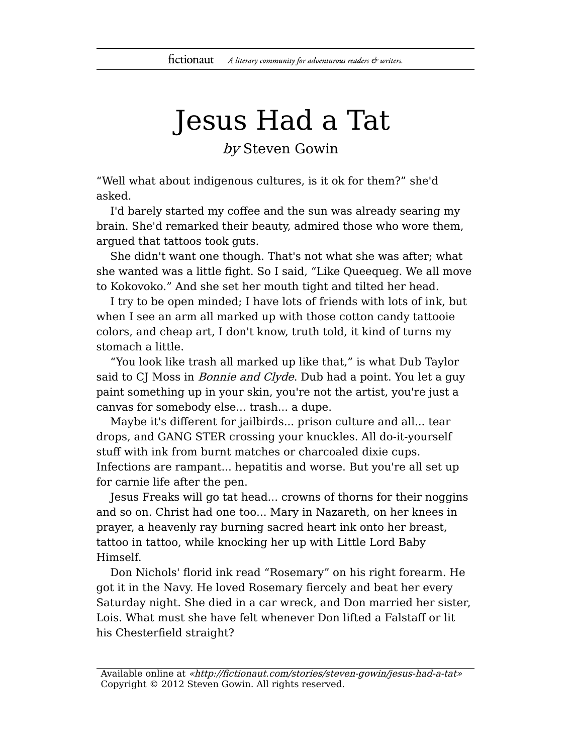# Jesus Had a Tat

*by* Steven Gowin

"Well what about indigenous cultures, is it ok for them?" she'd asked.

I'd barely started my coffee and the sun was already searing my brain. She'd remarked their beauty, admired those who wore them, argued that tattoos took guts.

She didn't want one though. That's not what she was after; what she wanted was a little fight. So I said, "Like Queequeg. We all move to Kokovoko." And she set her mouth tight and tilted her head.

I try to be open minded; I have lots of friends with lots of ink, but when I see an arm all marked up with those cotton candy tattooie colors, and cheap art, I don't know, truth told, it kind of turns my stomach a little.

"You look like trash all marked up like that," is what Dub Taylor said to CJ Moss in *Bonnie and Clyde*. Dub had a point. You let a guy paint something up in your skin, you're not the artist, you're just a canvas for somebody else... trash... a dupe.

Maybe it's different for jailbirds... prison culture and all... tear drops, and GANG STER crossing your knuckles. All do-it-yourself stuff with ink from burnt matches or charcoaled dixie cups. Infections are rampant... hepatitis and worse. But you're all set up for carnie life after the pen.

Jesus Freaks will go tat head... crowns of thorns for their noggins and so on. Christ had one too... Mary in Nazareth, on her knees in prayer, a heavenly ray burning sacred heart ink onto her breast, tattoo in tattoo, while knocking her up with Little Lord Baby Himself.

Don Nichols' florid ink read "Rosemary" on his right forearm. He got it in the Navy. He loved Rosemary fiercely and beat her every Saturday night. She died in a car wreck, and Don married her sister, Lois. What must she have felt whenever Don lifted a Falstaff or lit his Chesterfield straight?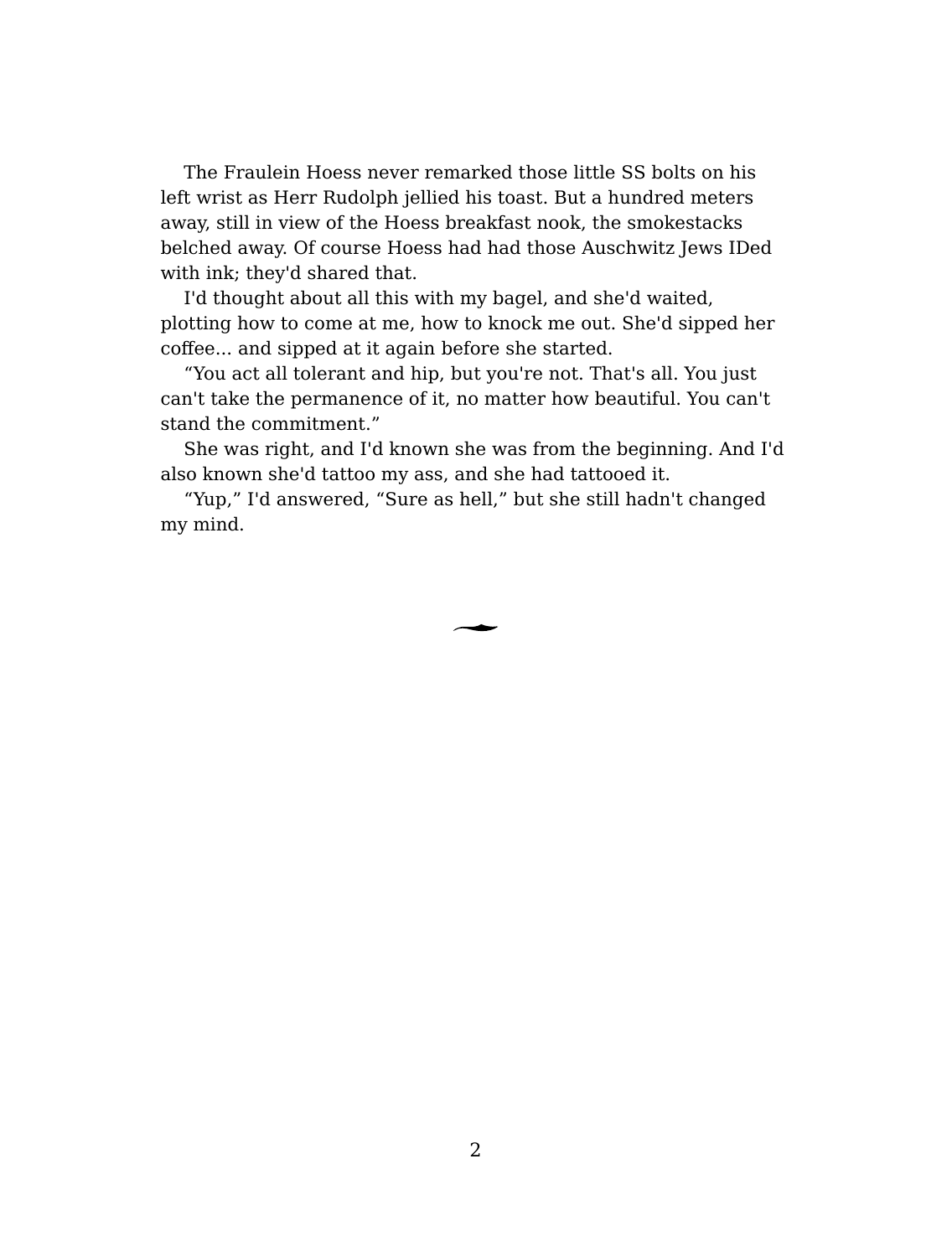The Fraulein Hoess never remarked those little SS bolts on his left wrist as Herr Rudolph jellied his toast. But a hundred meters away, still in view of the Hoess breakfast nook, the smokestacks belched away. Of course Hoess had had those Auschwitz Jews IDed with ink; they'd shared that.

I'd thought about all this with my bagel, and she'd waited, plotting how to come at me, how to knock me out. She'd sipped her coffee... and sipped at it again before she started.

“You act all tolerant and hip, but you're not. That's all. You just can't take the permanence of it, no matter how beautiful. You can't stand the commitment.”

She was right, and I'd known she was from the beginning. And I'd also known she'd tattoo my ass, and she had tattooed it.

“Yup,” I'd answered, “Sure as hell,” but she still hadn't changed my mind.